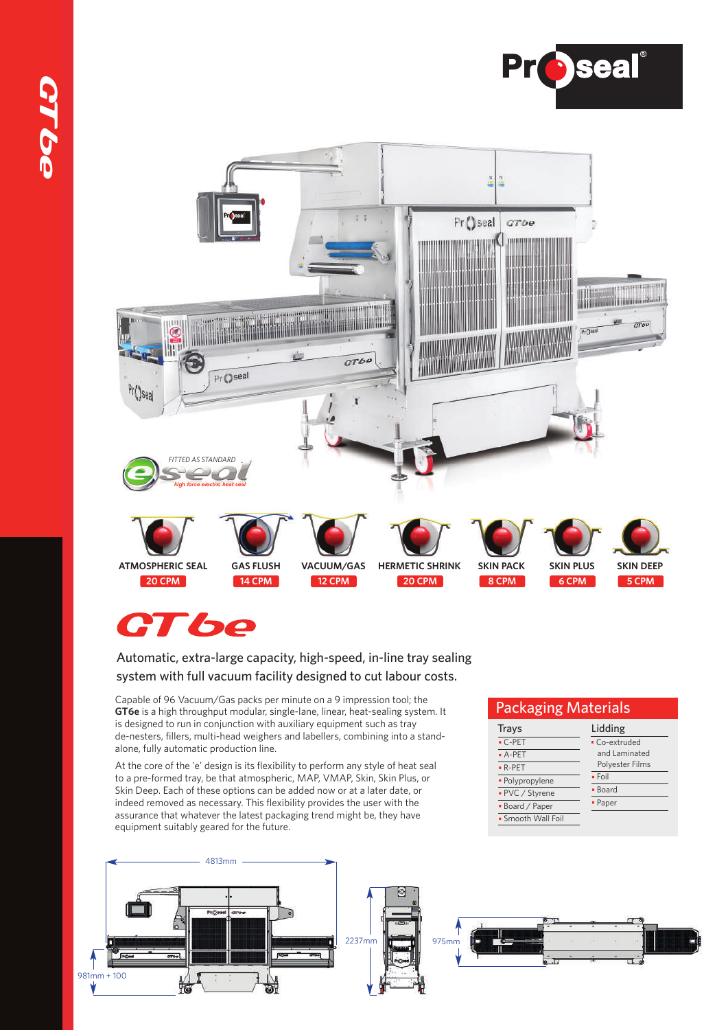# GT6e

FITTED AS STANDARD eseal — High force electric heat seal

| ATMOSPHERIC SEAL | GAS FLUSH | VACUUM/GAS | HERMETIC SHRINK | SKIN PACK | SKIN PLUS | SKIN DEEP |
|---|---|---|---|---|---|---|
| 20 CPM | 14 CPM | 12 CPM | 20 CPM | 8 CPM | 6 CPM | 5 CPM |

## GT6e

Automatic, extra-large capacity, high-speed, in-line tray sealing system with full vacuum facility designed to cut labour costs.

Capable of 96 Vacuum/Gas packs per minute on a 9 impression tool; the **GT6e** is a high throughput modular, single-lane, linear, heat-sealing system. It is designed to run in conjunction with auxiliary equipment such as tray de-nesters, fillers, multi-head weighers and labellers, combining into a stand-alone, fully automatic production line.

At the core of the 'e' design is its flexibility to perform any style of heat seal to a pre-formed tray, be that atmospheric, MAP, VMAP, Skin, Skin Plus, or Skin Deep. Each of these options can be added now or at a later date, or indeed removed as necessary. This flexibility provides the user with the assurance that whatever the latest packaging trend might be, they have equipment suitably geared for the future.

## Packaging Materials

| Trays | Lidding |
|---|---|
| • C-PET | • Co-extruded and Laminated Polyester Films |
| • A-PET | • Foil |
| • R-PET | • Board |
| • Polypropylene | • Paper |
| • PVC / Styrene | |
| • Board / Paper | |
| • Smooth Wall Foil | |

4813mm

981mm + 100

2237mm

975mm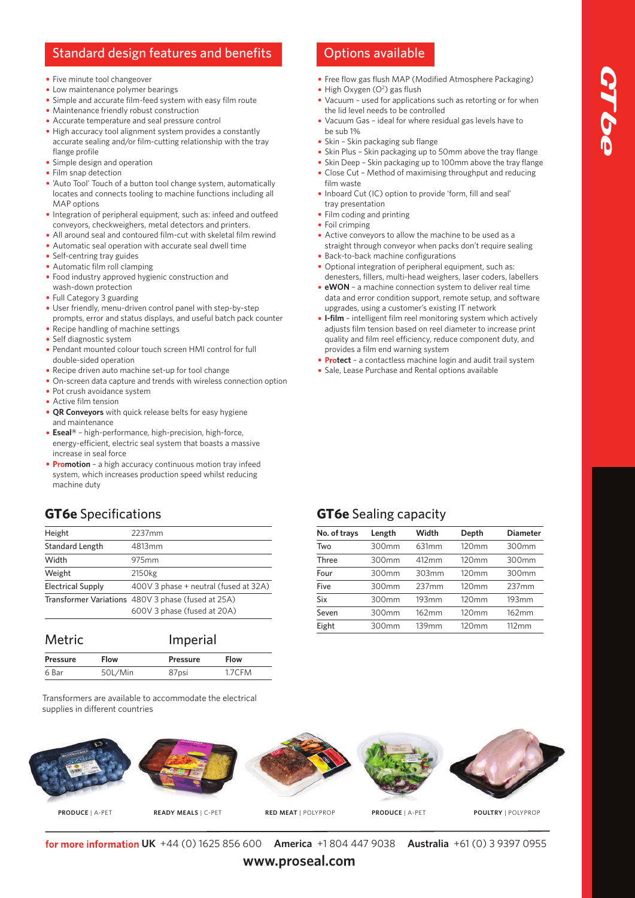## Standard design features and benefits

- Five minute tool changeover
- Low maintenance polymer bearings
- Simple and accurate film-feed system with easy film route
- Maintenance friendly robust construction
- Accurate temperature and seal pressure control
- High accuracy tool alignment system provides a constantly accurate sealing and/or film-cutting relationship with the tray flange profile
- Simple design and operation
- Film snap detection
- 'Auto Tool' Touch of a button tool change system, automatically locates and connects tooling to machine functions including all MAP options
- Integration of peripheral equipment, such as: infeed and outfeed conveyors, checkweighers, metal detectors and printers.
- All around seal and contoured film-cut with skeletal film rewind
- Automatic seal operation with accurate seal dwell time
- Self-centring tray guides
- Automatic film roll clamping
- Food industry approved hygienic construction and wash-down protection
- Full Category 3 guarding
- User friendly, menu-driven control panel with step-by-step prompts, error and status displays, and useful batch pack counter
- Recipe handling of machine settings
- Self diagnostic system
- Pendant mounted colour touch screen HMI control for full double-sided operation
- Recipe driven auto machine set-up for tool change
- On-screen data capture and trends with wireless connection option
- Pot crush avoidance system
- Active film tension
- **QR Conveyors** with quick release belts for easy hygiene and maintenance
- **Eseal®** – high-performance, high-precision, high-force, energy-efficient, electric seal system that boasts a massive increase in seal force
- **Promotion** – a high accuracy continuous motion tray infeed system, which increases production speed whilst reducing machine duty

## Options available

- Free flow gas flush MAP (Modified Atmosphere Packaging)
- High Oxygen ($O^2$) gas flush
- Vacuum – used for applications such as retorting or for when the lid level needs to be controlled
- Vacuum Gas – ideal for where residual gas levels have to be sub 1%
- Skin – Skin packaging sub flange
- Skin Plus – Skin packaging up to 50mm above the tray flange
- Skin Deep – Skin packaging up to 100mm above the tray flange
- Close Cut – Method of maximising throughput and reducing film waste
- Inboard Cut (IC) option to provide 'form, fill and seal' tray presentation
- Film coding and printing
- Foil crimping
- Active conveyors to allow the machine to be used as a straight through conveyor when packs don't require sealing
- Back-to-back machine configurations
- Optional integration of peripheral equipment, such as: denesters, fillers, multi-head weighers, laser coders, labellers
- **eWON** – a machine connection system to deliver real time data and error condition support, remote setup, and software upgrades, using a customer's existing IT network
- **I-film** – intelligent film reel monitoring system which actively adjusts film tension based on reel diameter to increase print quality and film reel efficiency, reduce component duty, and provides a film end warning system
- **Protect** – a contactless machine login and audit trail system
- Sale, Lease Purchase and Rental options available

## GT6e Specifications

| | |
|---|---|
| Height | 2237mm |
| Standard Length | 4813mm |
| Width | 975mm |
| Weight | 2150kg |
| Electrical Supply | 400V 3 phase + neutral (fused at 32A) |
| Transformer Variations | 480V 3 phase (fused at 25A)<br>600V 3 phase (fused at 20A) |

| Metric | | Imperial | |
|---|---|---|---|
| **Pressure** | **Flow** | **Pressure** | **Flow** |
| 6 Bar | 50L/Min | 87psi | 1.7CFM |

Transformers are available to accommodate the electrical supplies in different countries

## GT6e Sealing capacity

| No. of trays | Length | Width | Depth | Diameter |
|---|---|---|---|---|
| Two | 300mm | 631mm | 120mm | 300mm |
| Three | 300mm | 412mm | 120mm | 300mm |
| Four | 300mm | 303mm | 120mm | 300mm |
| Five | 300mm | 237mm | 120mm | 237mm |
| Six | 300mm | 193mm | 120mm | 193mm |
| Seven | 300mm | 162mm | 120mm | 162mm |
| Eight | 300mm | 139mm | 120mm | 112mm |

**PRODUCE** | A-PET **READY MEALS** | C-PET **RED MEAT** | POLYPROP **PRODUCE** | A-PET **POULTRY** | POLYPROP

**for more information UK** +44 (0) 1625 856 600 **America** +1 804 447 9038 **Australia** +61 (0) 3 9397 0955

**www.proseal.com**